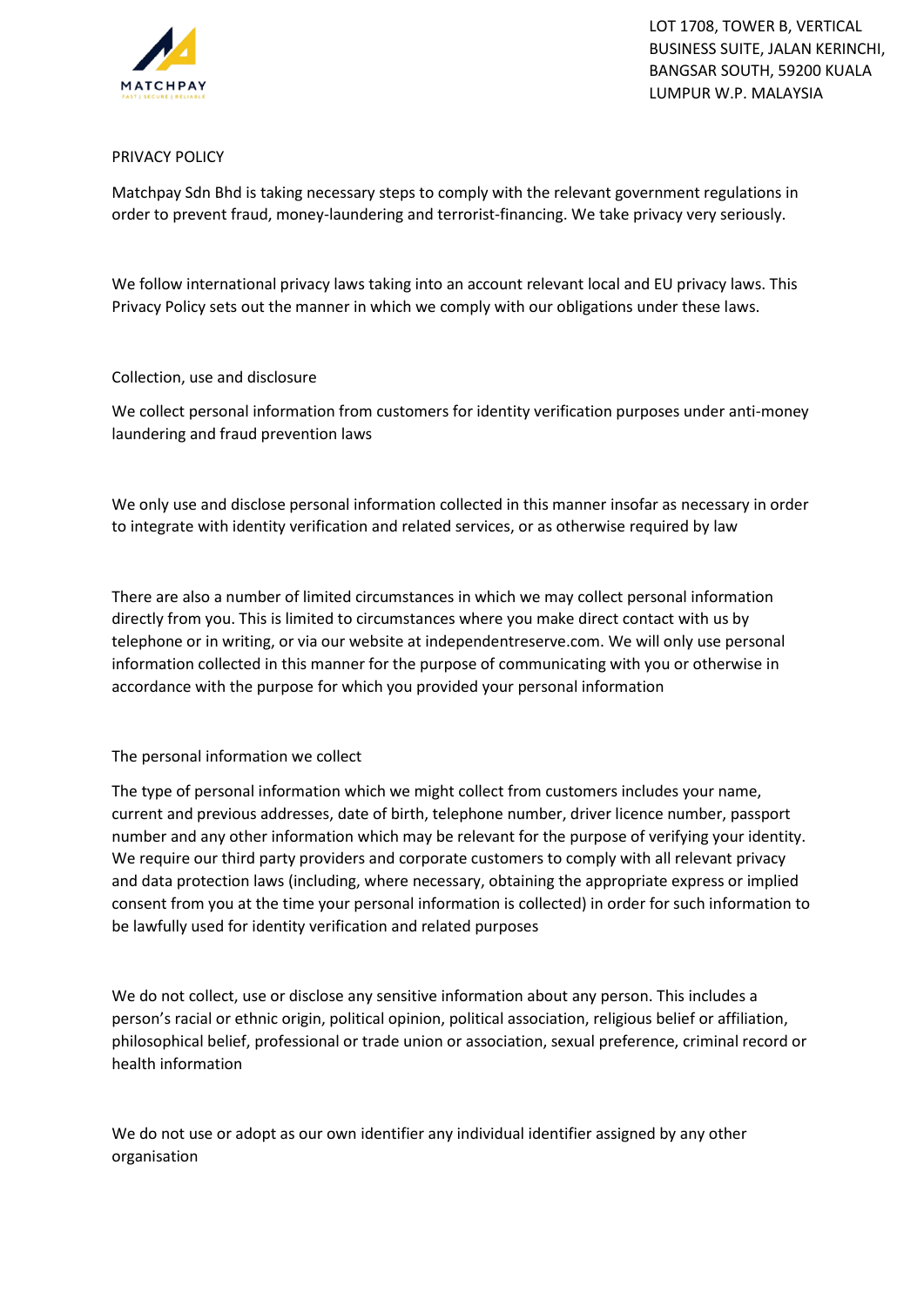LOT 1708, TOWER B, VERTICAL BUSINESS SUITE, JALAN KERINCHI, BANGSAR SOUTH, 59200 KUALA LUMPUR W.P. MALAYSIA

# PRIVACY POLICY

Matchpay Sdn Bhd is taking necessary steps to comply with the relevant government regulations in order to prevent fraud, money-laundering and terrorist-financing. We take privacy very seriously.

We follow international privacy laws taking into an account relevant local and EU privacy laws. This Privacy Policy sets out the manner in which we comply with our obligations under these laws.

## Collection, use and disclosure

We collect personal information from customers for identity verification purposes under anti-money laundering and fraud prevention laws

We only use and disclose personal information collected in this manner insofar as necessary in order to integrate with identity verification and related services, or as otherwise required by law

There are also a number of limited circumstances in which we may collect personal information directly from you. This is limited to circumstances where you make direct contact with us by telephone or in writing, or via our website at independentreserve.com. We will only use personal information collected in this manner for the purpose of communicating with you or otherwise in accordance with the purpose for which you provided your personal information

## The personal information we collect

The type of personal information which we might collect from customers includes your name, current and previous addresses, date of birth, telephone number, driver licence number, passport number and any other information which may be relevant for the purpose of verifying your identity. We require our third party providers and corporate customers to comply with all relevant privacy and data protection laws (including, where necessary, obtaining the appropriate express or implied consent from you at the time your personal information is collected) in order for such information to be lawfully used for identity verification and related purposes

We do not collect, use or disclose any sensitive information about any person. This includes a person's racial or ethnic origin, political opinion, political association, religious belief or affiliation, philosophical belief, professional or trade union or association, sexual preference, criminal record or health information

We do not use or adopt as our own identifier any individual identifier assigned by any other organisation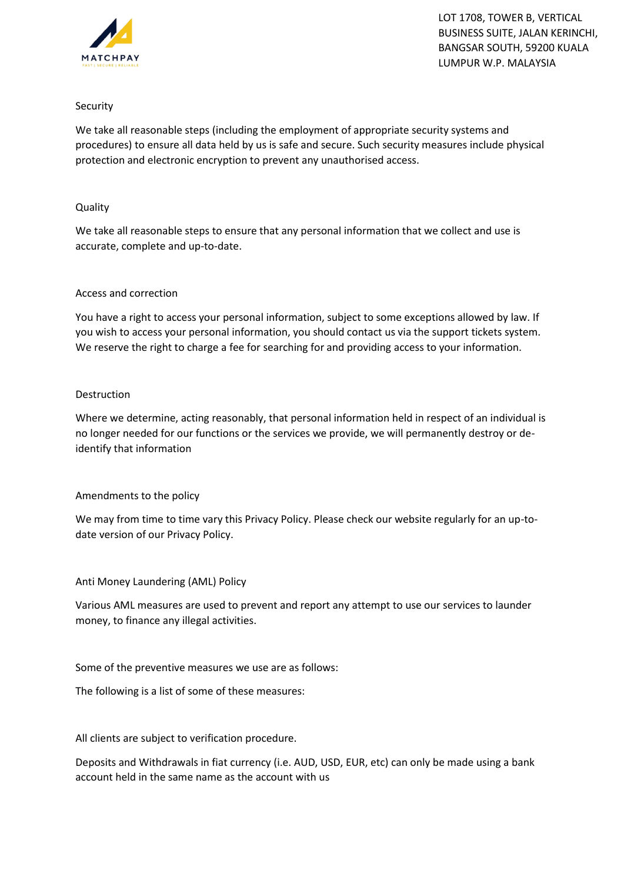## Security

We take all reasonable steps (including the employment of appropriate security systems and procedures) to ensure all data held by us is safe and secure. Such security measures include physical protection and electronic encryption to prevent any unauthorised access.

## Quality

We take all reasonable steps to ensure that any personal information that we collect and use is accurate, complete and up-to-date.

## Access and correction

You have a right to access your personal information, subject to some exceptions allowed by law. If you wish to access your personal information, you should contact us via the support tickets system. We reserve the right to charge a fee for searching for and providing access to your information.

## Destruction

Where we determine, acting reasonably, that personal information held in respect of an individual is no longer needed for our functions or the services we provide, we will permanently destroy or de-identify that information

## Amendments to the policy

We may from time to time vary this Privacy Policy. Please check our website regularly for an up-to-date version of our Privacy Policy.

## Anti Money Laundering (AML) Policy

Various AML measures are used to prevent and report any attempt to use our services to launder money, to finance any illegal activities.

Some of the preventive measures we use are as follows:

The following is a list of some of these measures:

All clients are subject to verification procedure.

Deposits and Withdrawals in fiat currency (i.e. AUD, USD, EUR, etc) can only be made using a bank account held in the same name as the account with us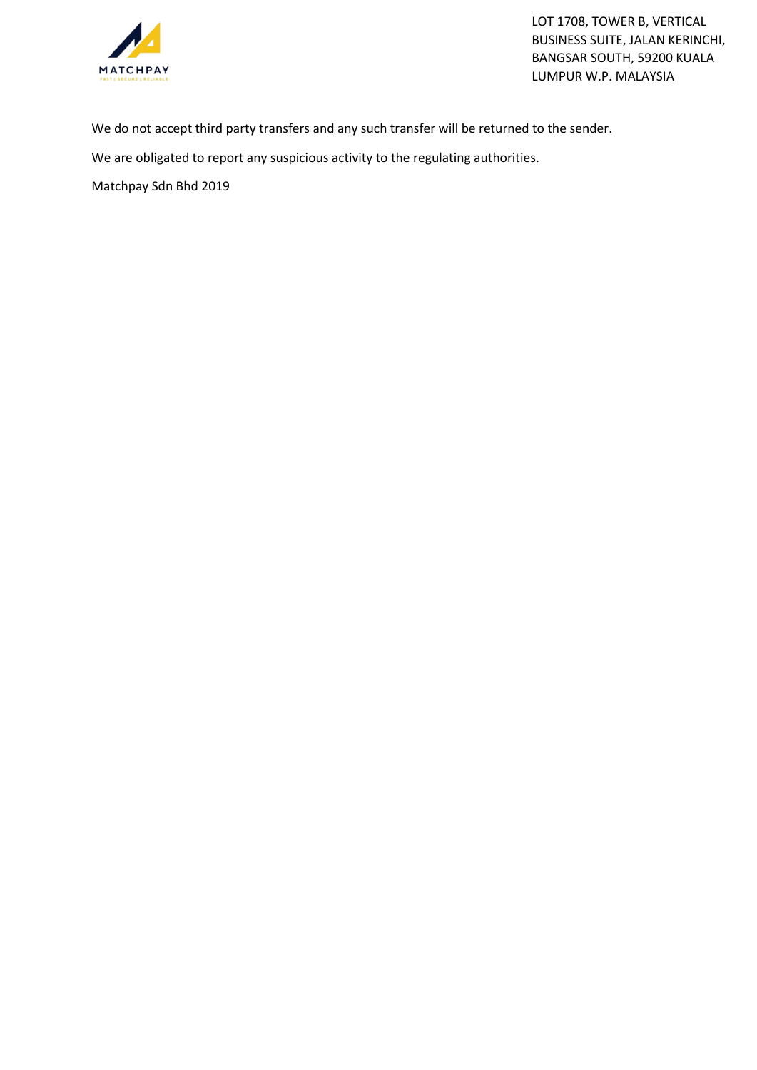We do not accept third party transfers and any such transfer will be returned to the sender.

We are obligated to report any suspicious activity to the regulating authorities.

Matchpay Sdn Bhd 2019